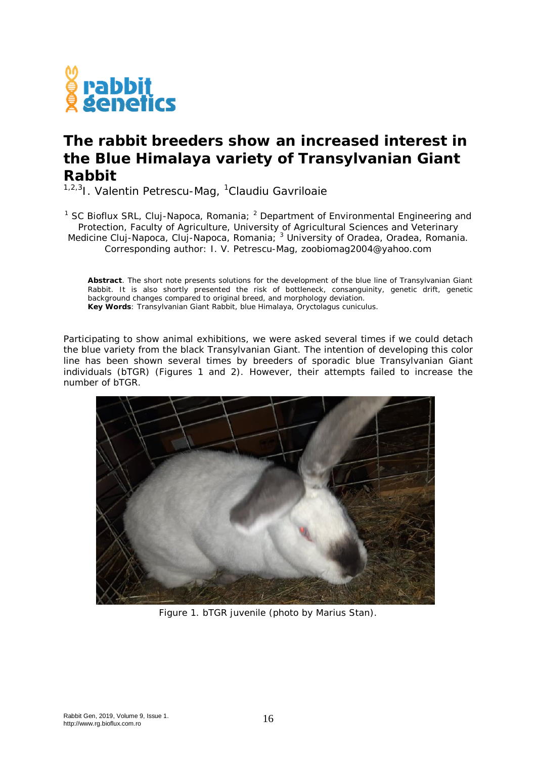# The rabbit breeders show an increased interest in the Blue Himalaya variety of Transylvanian Giant Rabbit

[1,2,3]I. Valentin Petrescu-Mag, [1]Claudiu Gavriloaie

[1] SC Bioflux SRL, Cluj-Napoca, Romania; [2] Department of Environmental Engineering and Protection, Faculty of Agriculture, University of Agricultural Sciences and Veterinary Medicine Cluj-Napoca, Cluj-Napoca, Romania; [3] University of Oradea, Oradea, Romania. Corresponding author: I. V. Petrescu-Mag, zoobiomag2004@yahoo.com

**Abstract**. The short note presents solutions for the development of the blue line of Transylvanian Giant Rabbit. It is also shortly presented the risk of bottleneck, consanguinity, genetic drift, genetic background changes compared to original breed, and morphology deviation.
**Key Words**: Transylvanian Giant Rabbit, blue Himalaya, Oryctolagus cuniculus.

Participating to show animal exhibitions, we were asked several times if we could detach the blue variety from the black Transylvanian Giant. The intention of developing this color line has been shown several times by breeders of sporadic blue Transylvanian Giant individuals (bTGR) (Figures 1 and 2). However, their attempts failed to increase the number of bTGR.

Figure 1. bTGR juvenile (photo by Marius Stan).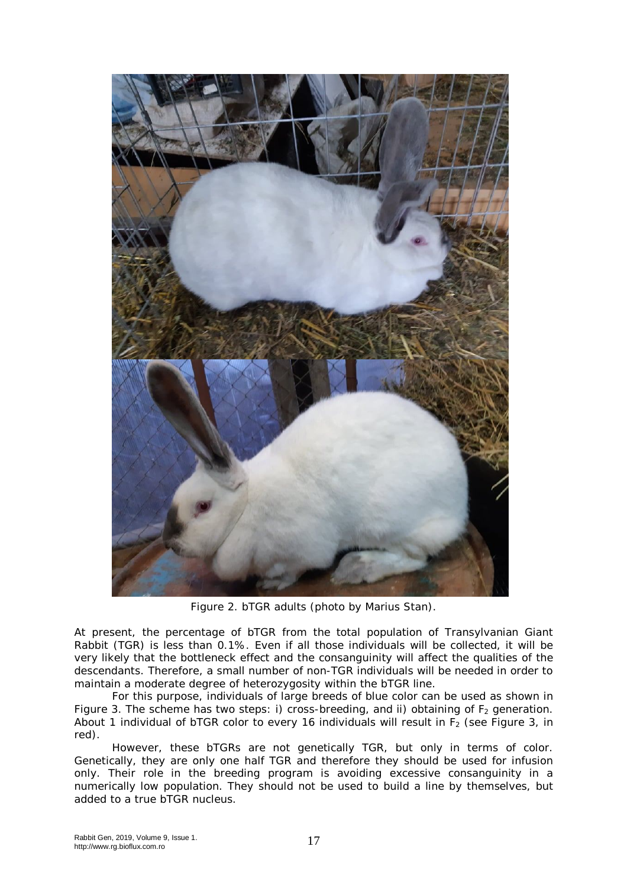Figure 2. bTGR adults (photo by Marius Stan).

At present, the percentage of bTGR from the total population of Transylvanian Giant Rabbit (TGR) is less than 0.1%. Even if all those individuals will be collected, it will be very likely that the bottleneck effect and the consanguinity will affect the qualities of the descendants. Therefore, a small number of non-TGR individuals will be needed in order to maintain a moderate degree of heterozygosity within the bTGR line.

For this purpose, individuals of large breeds of blue color can be used as shown in Figure 3. The scheme has two steps: i) cross-breeding, and ii) obtaining of $F_2$ generation. About 1 individual of bTGR color to every 16 individuals will result in $F_2$ (see Figure 3, in red).

However, these bTGRs are not genetically TGR, but only in terms of color. Genetically, they are only one half TGR and therefore they should be used for infusion only. Their role in the breeding program is avoiding excessive consanguinity in a numerically low population. They should not be used to build a line by themselves, but added to a true bTGR nucleus.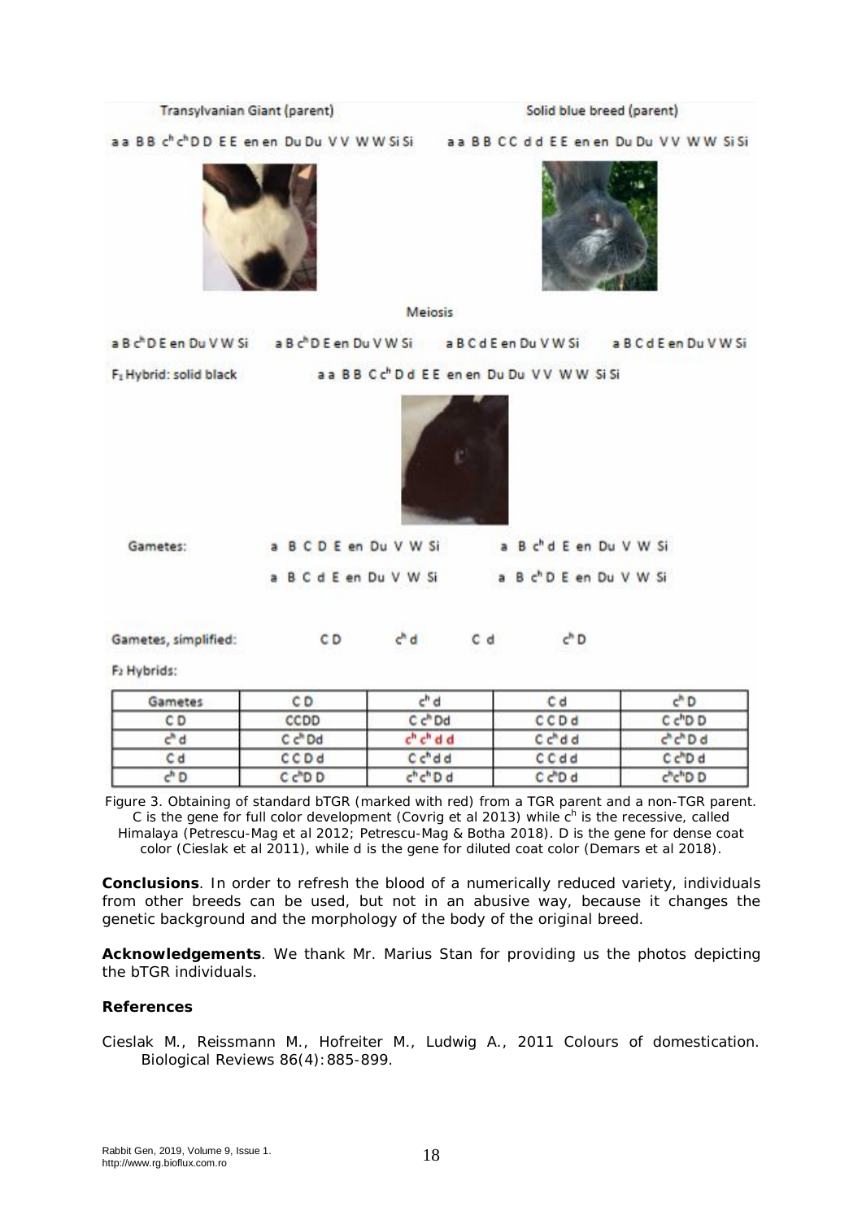Transylvanian Giant (parent)

a a B B $c^h c^h$ D D E E en en Du Du V V W W Si Si

Solid blue breed (parent)

a a B B C C d d E E en en Du Du V V W W Si Si

Meiosis

a B $c^h$ D E en Du V W Si     a B $c^h$ D E en Du V W Si     a B C d E en Du V W Si     a B C d E en Du V W Si

$F_1$ Hybrid: solid black     a a B B C $c^h$ D d E E en en Du Du V V W W Si Si

Gametes:

a B C D E en Du V W Si     a B $c^h$ d E en Du V W Si

a B C d E en Du V W Si     a B $c^h$ D E en Du V W Si

Gametes, simplified:     C D     $c^h$ d     C d     $c^h$ D

$F_2$ Hybrids:

| Gametes | C D | $c^h$ d | C d | $c^h$ D |
|---|---|---|---|---|
| C D | CCDD | C $c^h$ Dd | C C D d | C $c^h$ D D |
| $c^h$ d | C $c^h$ Dd | $c^h$ $c^h$ d d | C $c^h$ d d | $c^h c^h$ D d |
| C d | C C D d | C $c^h$ d d | C C d d | C $c^h$ D d |
| $c^h$ D | C $c^h$ D D | $c^h c^h$ D d | C $c^h$ D d | $c^h c^h$ D D |

Figure 3. Obtaining of standard bTGR (marked with red) from a TGR parent and a non-TGR parent. C is the gene for full color development (Covrig et al 2013) while $c^h$ is the recessive, called Himalaya (Petrescu-Mag et al 2012; Petrescu-Mag & Botha 2018). D is the gene for dense coat color (Cieslak et al 2011), while d is the gene for diluted coat color (Demars et al 2018).

**Conclusions**. In order to refresh the blood of a numerically reduced variety, individuals from other breeds can be used, but not in an abusive way, because it changes the genetic background and the morphology of the body of the original breed.

**Acknowledgements**. We thank Mr. Marius Stan for providing us the photos depicting the bTGR individuals.

**References**

Cieslak M., Reissmann M., Hofreiter M., Ludwig A., 2011 Colours of domestication. Biological Reviews 86(4):885-899.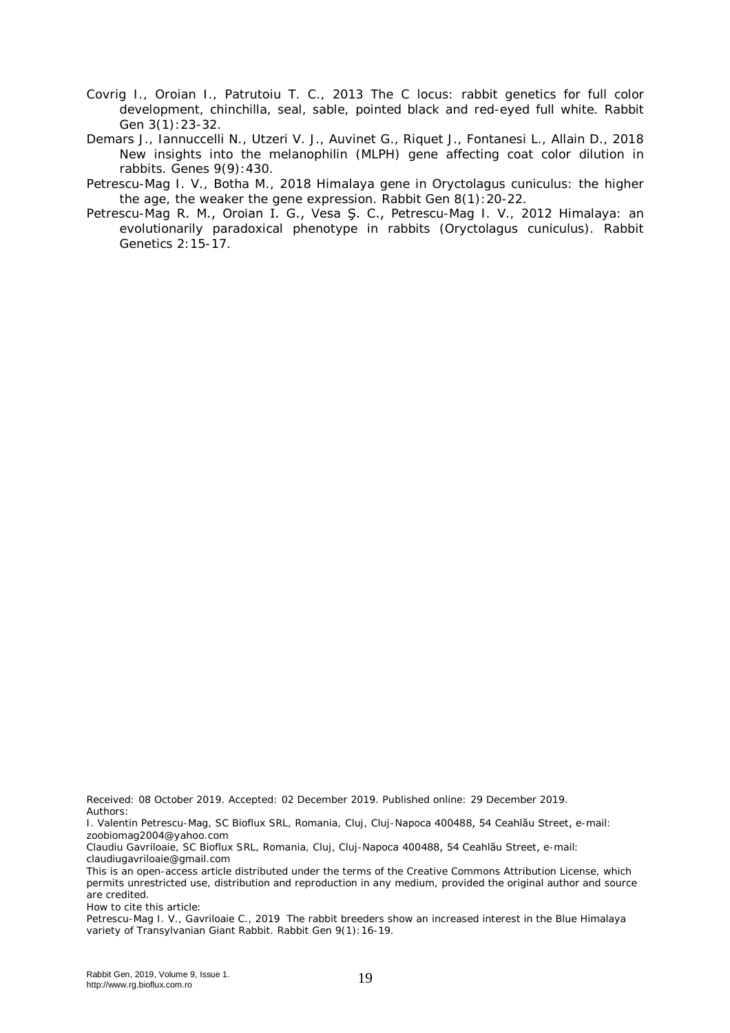Covrig I., Oroian I., Patrutoiu T. C., 2013 The C locus: rabbit genetics for full color development, chinchilla, seal, sable, pointed black and red-eyed full white. Rabbit Gen 3(1):23-32.

Demars J., Iannuccelli N., Utzeri V. J., Auvinet G., Riquet J., Fontanesi L., Allain D., 2018 New insights into the melanophilin (MLPH) gene affecting coat color dilution in rabbits. Genes 9(9):430.

Petrescu-Mag I. V., Botha M., 2018 Himalaya gene in Oryctolagus cuniculus: the higher the age, the weaker the gene expression. Rabbit Gen 8(1):20-22.

Petrescu-Mag R. M., Oroian I. G., Vesa Ş. C., Petrescu-Mag I. V., 2012 Himalaya: an evolutionarily paradoxical phenotype in rabbits (Oryctolagus cuniculus). Rabbit Genetics 2:15-17.

Received: 08 October 2019. Accepted: 02 December 2019. Published online: 29 December 2019.

Authors:

I. Valentin Petrescu-Mag, SC Bioflux SRL, Romania, Cluj, Cluj-Napoca 400488, 54 Ceahlău Street, e-mail: zoobiomag2004@yahoo.com

Claudiu Gavriloaie, SC Bioflux SRL, Romania, Cluj, Cluj-Napoca 400488, 54 Ceahlău Street, e-mail: claudiugavriloaie@gmail.com

This is an open-access article distributed under the terms of the Creative Commons Attribution License, which permits unrestricted use, distribution and reproduction in any medium, provided the original author and source are credited.

How to cite this article:

Petrescu-Mag I. V., Gavriloaie C., 2019 The rabbit breeders show an increased interest in the Blue Himalaya variety of Transylvanian Giant Rabbit. Rabbit Gen 9(1):16-19.